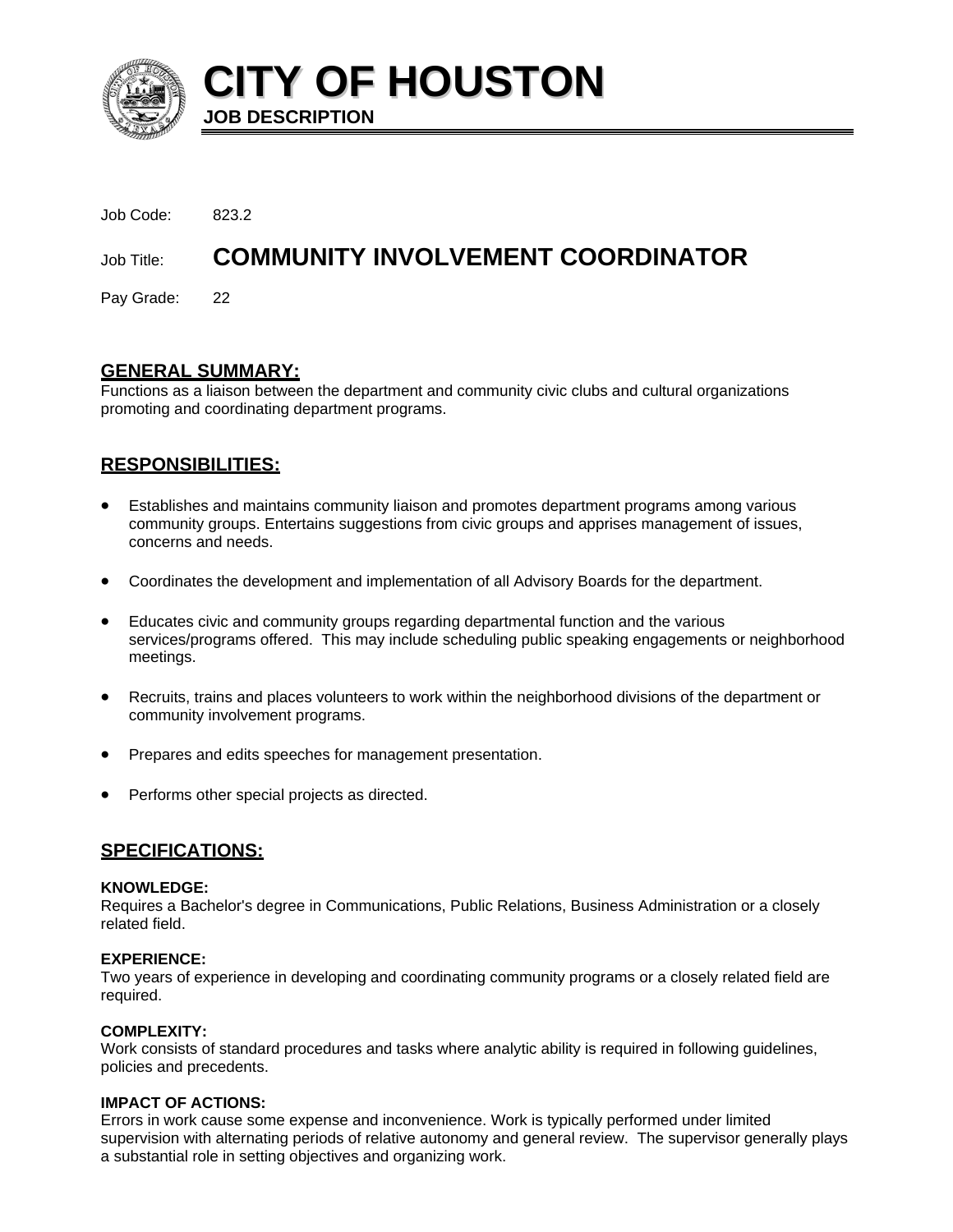# CITY OF HOUSTON

**JOB DESCRIPTION**

Job Code: 823.2

Job Title: **COMMUNITY INVOLVEMENT COORDINATOR**

Pay Grade: 22

## GENERAL SUMMARY:

Functions as a liaison between the department and community civic clubs and cultural organizations promoting and coordinating department programs.

## RESPONSIBILITIES:

- Establishes and maintains community liaison and promotes department programs among various community groups. Entertains suggestions from civic groups and apprises management of issues, concerns and needs.
- Coordinates the development and implementation of all Advisory Boards for the department.
- Educates civic and community groups regarding departmental function and the various services/programs offered. This may include scheduling public speaking engagements or neighborhood meetings.
- Recruits, trains and places volunteers to work within the neighborhood divisions of the department or community involvement programs.
- Prepares and edits speeches for management presentation.
- Performs other special projects as directed.

## SPECIFICATIONS:

**KNOWLEDGE:**
Requires a Bachelor's degree in Communications, Public Relations, Business Administration or a closely related field.

**EXPERIENCE:**
Two years of experience in developing and coordinating community programs or a closely related field are required.

**COMPLEXITY:**
Work consists of standard procedures and tasks where analytic ability is required in following guidelines, policies and precedents.

**IMPACT OF ACTIONS:**
Errors in work cause some expense and inconvenience. Work is typically performed under limited supervision with alternating periods of relative autonomy and general review. The supervisor generally plays a substantial role in setting objectives and organizing work.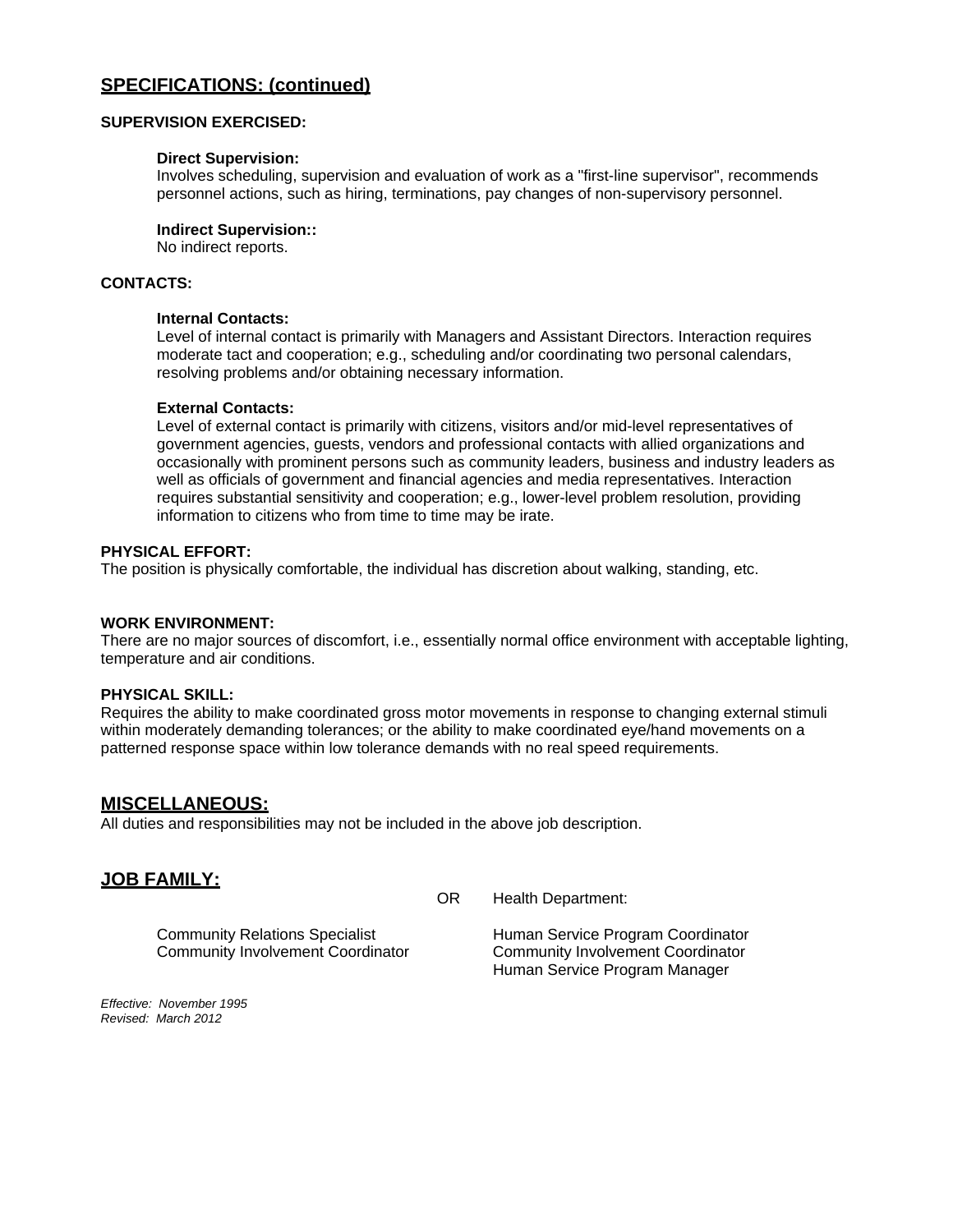## SPECIFICATIONS: (continued)

**SUPERVISION EXERCISED:**

**Direct Supervision:**
Involves scheduling, supervision and evaluation of work as a "first-line supervisor", recommends personnel actions, such as hiring, terminations, pay changes of non-supervisory personnel.

**Indirect Supervision::**
No indirect reports.

**CONTACTS:**

**Internal Contacts:**
Level of internal contact is primarily with Managers and Assistant Directors. Interaction requires moderate tact and cooperation; e.g., scheduling and/or coordinating two personal calendars, resolving problems and/or obtaining necessary information.

**External Contacts:**
Level of external contact is primarily with citizens, visitors and/or mid-level representatives of government agencies, guests, vendors and professional contacts with allied organizations and occasionally with prominent persons such as community leaders, business and industry leaders as well as officials of government and financial agencies and media representatives. Interaction requires substantial sensitivity and cooperation; e.g., lower-level problem resolution, providing information to citizens who from time to time may be irate.

**PHYSICAL EFFORT:**
The position is physically comfortable, the individual has discretion about walking, standing, etc.

**WORK ENVIRONMENT:**
There are no major sources of discomfort, i.e., essentially normal office environment with acceptable lighting, temperature and air conditions.

**PHYSICAL SKILL:**
Requires the ability to make coordinated gross motor movements in response to changing external stimuli within moderately demanding tolerances; or the ability to make coordinated eye/hand movements on a patterned response space within low tolerance demands with no real speed requirements.

## MISCELLANEOUS:

All duties and responsibilities may not be included in the above job description.

## JOB FAMILY:

| | | |
|---|---|---|
| | OR | Health Department: |
| Community Relations Specialist | | Human Service Program Coordinator |
| Community Involvement Coordinator | | Community Involvement Coordinator |
| | | Human Service Program Manager |

*Effective: November 1995*
*Revised: March 2012*